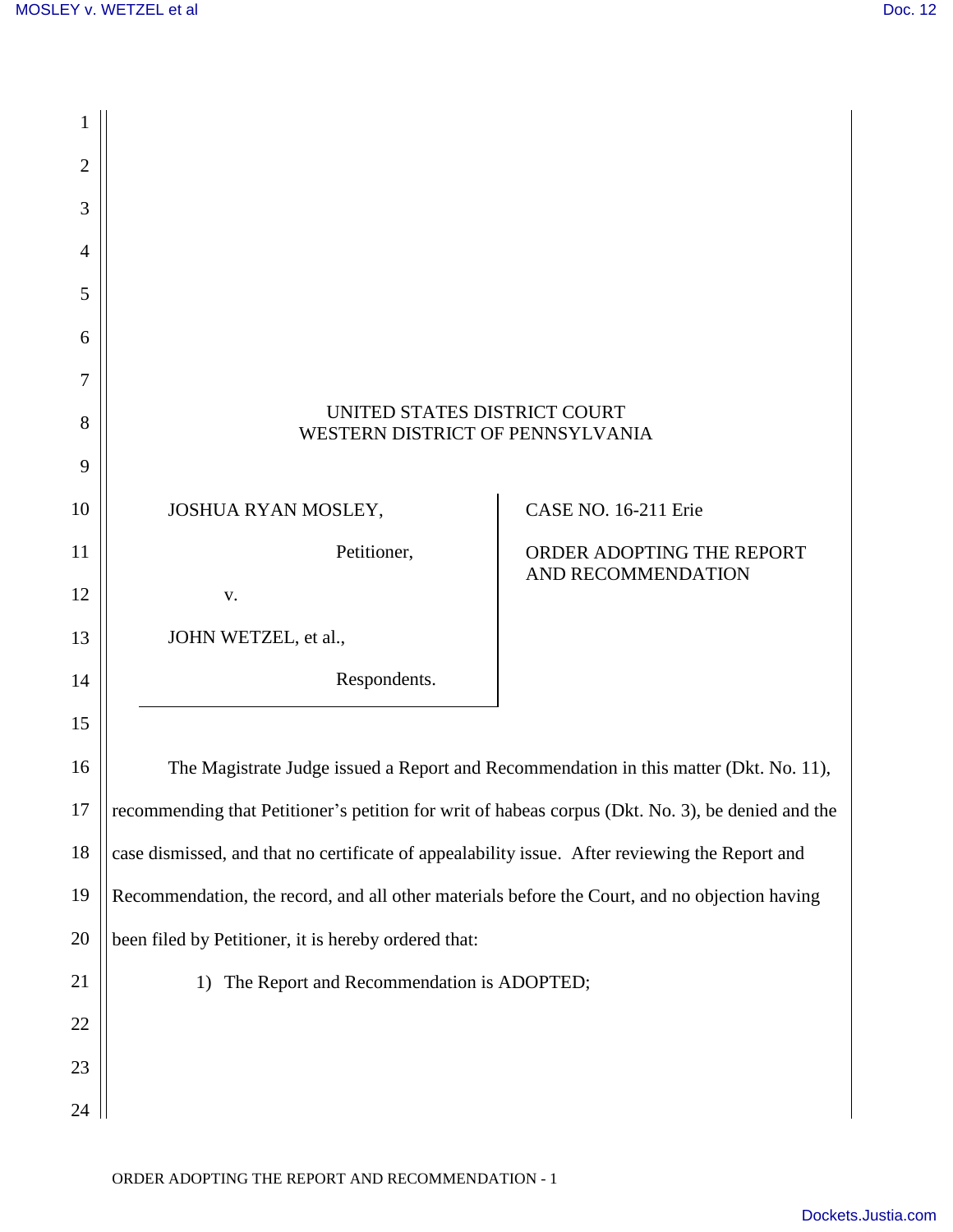UNITED STATES DISTRICT COURT
WESTERN DISTRICT OF PENNSYLVANIA

| | |
|---|---|
| JOSHUA RYAN MOSLEY,<br><br>Petitioner,<br><br>v.<br><br>JOHN WETZEL, et al.,<br><br>Respondents. | CASE NO. 16-211 Erie<br><br>ORDER ADOPTING THE REPORT AND RECOMMENDATION |

The Magistrate Judge issued a Report and Recommendation in this matter (Dkt. No. 11), recommending that Petitioner's petition for writ of habeas corpus (Dkt. No. 3), be denied and the case dismissed, and that no certificate of appealability issue. After reviewing the Report and Recommendation, the record, and all other materials before the Court, and no objection having been filed by Petitioner, it is hereby ordered that:

1) The Report and Recommendation is ADOPTED;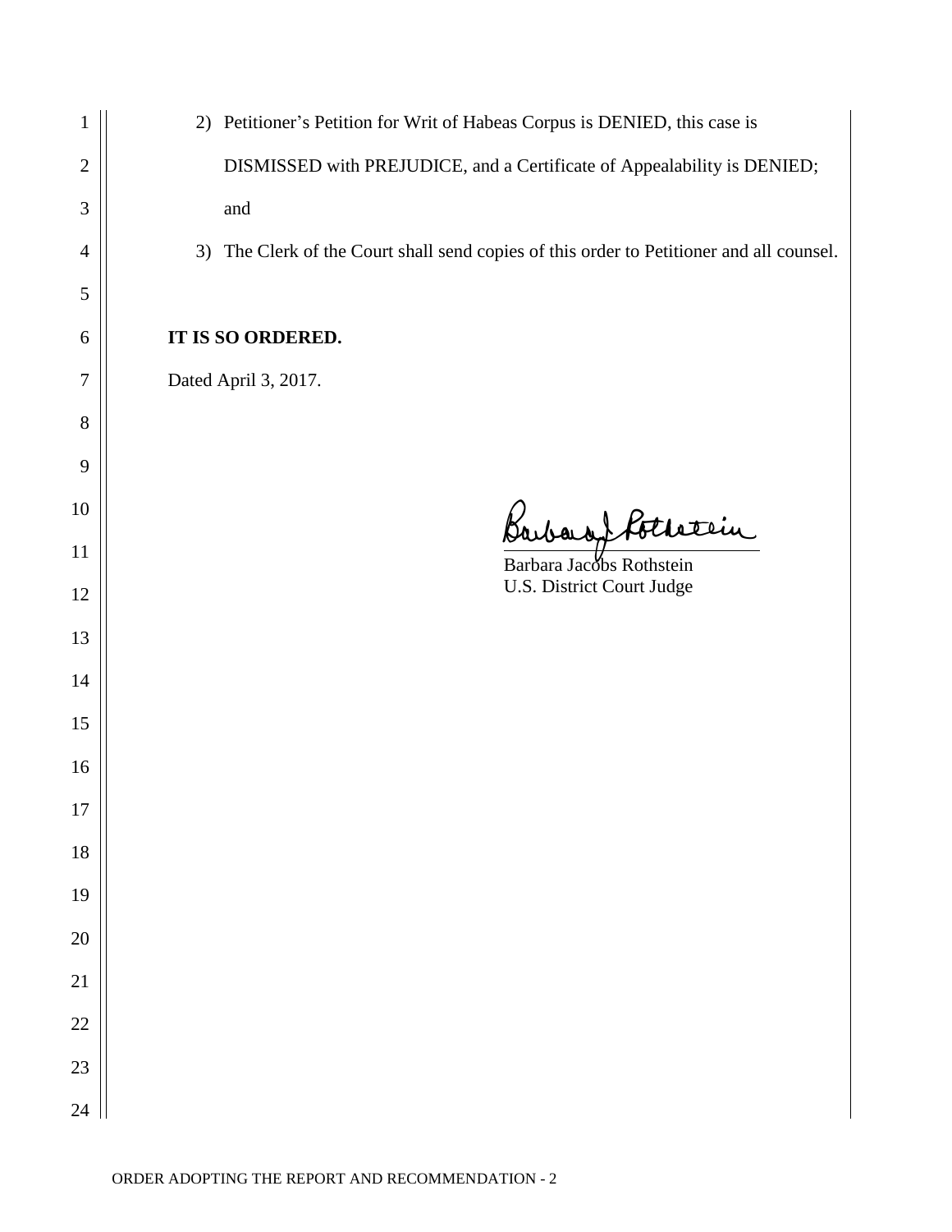2) Petitioner's Petition for Writ of Habeas Corpus is DENIED, this case is DISMISSED with PREJUDICE, and a Certificate of Appealability is DENIED; and

3) The Clerk of the Court shall send copies of this order to Petitioner and all counsel.

**IT IS SO ORDERED.**

Dated April 3, 2017.

Barbara Jacobs Rothstein
U.S. District Court Judge